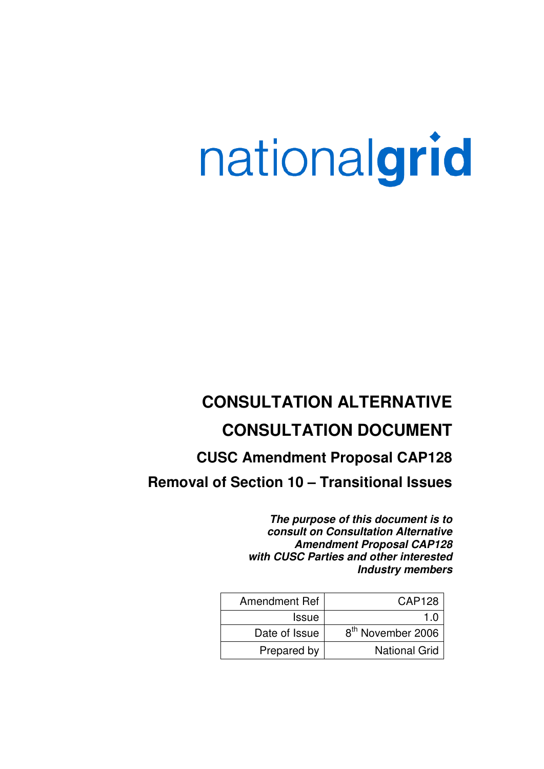nationalgrid

# CONSULTATION ALTERNATIVE

# CONSULTATION DOCUMENT

## CUSC Amendment Proposal CAP128

## Removal of Section 10 – Transitional Issues

***The purpose of this document is to consult on Consultation Alternative Amendment Proposal CAP128 with CUSC Parties and other interested Industry members***

| Amendment Ref | CAP128 |
|---|---|
| Issue | 1.0 |
| Date of Issue | 8th November 2006 |
| Prepared by | National Grid |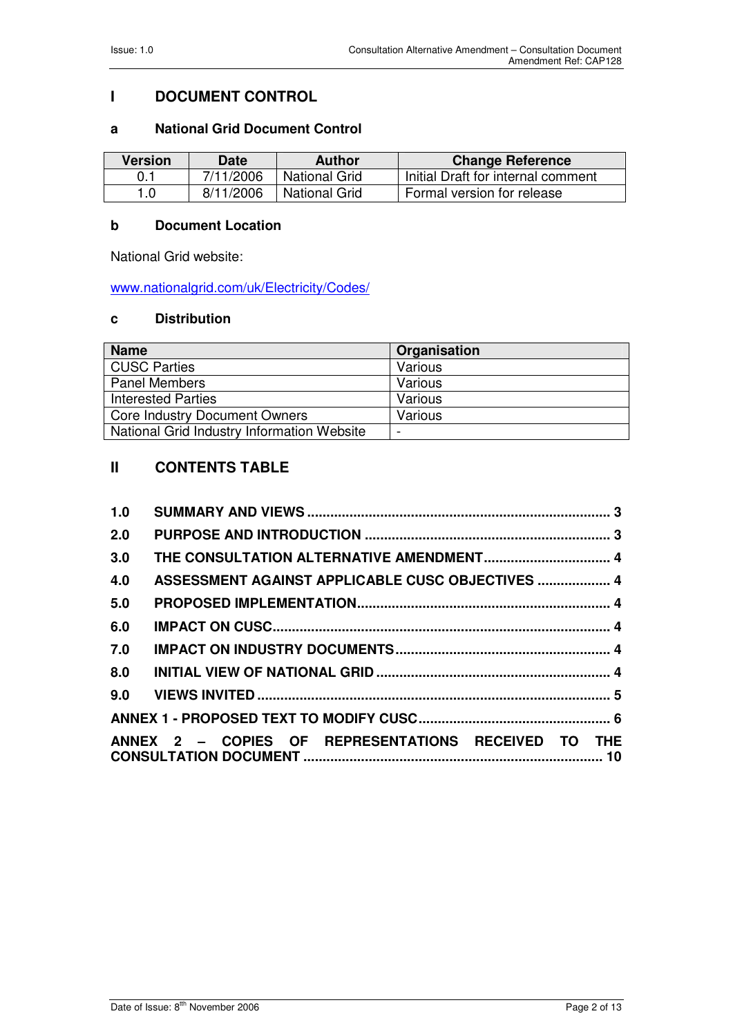# I DOCUMENT CONTROL

## a National Grid Document Control

| Version | Date | Author | Change Reference |
|---|---|---|---|
| 0.1 | 7/11/2006 | National Grid | Initial Draft for internal comment |
| 1.0 | 8/11/2006 | National Grid | Formal version for release |

## b Document Location

National Grid website:

www.nationalgrid.com/uk/Electricity/Codes/

## c Distribution

| Name | Organisation |
|---|---|
| CUSC Parties | Various |
| Panel Members | Various |
| Interested Parties | Various |
| Core Industry Document Owners | Various |
| National Grid Industry Information Website | - |

# II CONTENTS TABLE

**1.0 SUMMARY AND VIEWS** ........................................ 3

**2.0 PURPOSE AND INTRODUCTION** ........................................ 3

**3.0 THE CONSULTATION ALTERNATIVE AMENDMENT** ........................................ 4

**4.0 ASSESSMENT AGAINST APPLICABLE CUSC OBJECTIVES** ........................................ 4

**5.0 PROPOSED IMPLEMENTATION** ........................................ 4

**6.0 IMPACT ON CUSC** ........................................ 4

**7.0 IMPACT ON INDUSTRY DOCUMENTS** ........................................ 4

**8.0 INITIAL VIEW OF NATIONAL GRID** ........................................ 4

**9.0 VIEWS INVITED** ........................................ 5

**ANNEX 1 - PROPOSED TEXT TO MODIFY CUSC** ........................................ 6

**ANNEX 2 – COPIES OF REPRESENTATIONS RECEIVED TO THE CONSULTATION DOCUMENT** ........................................ 10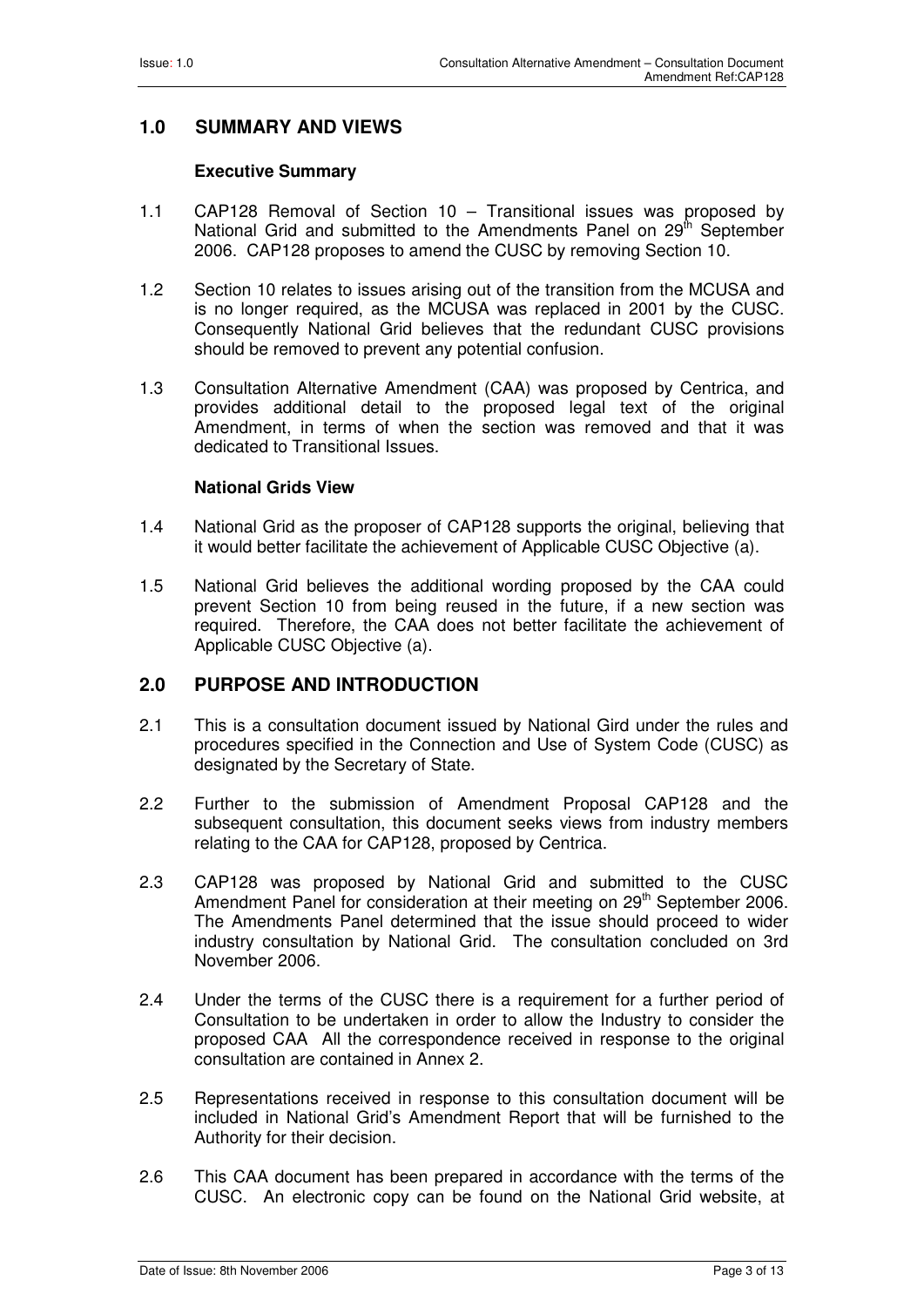## 1.0 SUMMARY AND VIEWS

### Executive Summary

1.1 CAP128 Removal of Section 10 – Transitional issues was proposed by National Grid and submitted to the Amendments Panel on 29th September 2006. CAP128 proposes to amend the CUSC by removing Section 10.

1.2 Section 10 relates to issues arising out of the transition from the MCUSA and is no longer required, as the MCUSA was replaced in 2001 by the CUSC. Consequently National Grid believes that the redundant CUSC provisions should be removed to prevent any potential confusion.

1.3 Consultation Alternative Amendment (CAA) was proposed by Centrica, and provides additional detail to the proposed legal text of the original Amendment, in terms of when the section was removed and that it was dedicated to Transitional Issues.

### National Grids View

1.4 National Grid as the proposer of CAP128 supports the original, believing that it would better facilitate the achievement of Applicable CUSC Objective (a).

1.5 National Grid believes the additional wording proposed by the CAA could prevent Section 10 from being reused in the future, if a new section was required. Therefore, the CAA does not better facilitate the achievement of Applicable CUSC Objective (a).

## 2.0 PURPOSE AND INTRODUCTION

2.1 This is a consultation document issued by National Gird under the rules and procedures specified in the Connection and Use of System Code (CUSC) as designated by the Secretary of State.

2.2 Further to the submission of Amendment Proposal CAP128 and the subsequent consultation, this document seeks views from industry members relating to the CAA for CAP128, proposed by Centrica.

2.3 CAP128 was proposed by National Grid and submitted to the CUSC Amendment Panel for consideration at their meeting on 29th September 2006. The Amendments Panel determined that the issue should proceed to wider industry consultation by National Grid. The consultation concluded on 3rd November 2006.

2.4 Under the terms of the CUSC there is a requirement for a further period of Consultation to be undertaken in order to allow the Industry to consider the proposed CAA All the correspondence received in response to the original consultation are contained in Annex 2.

2.5 Representations received in response to this consultation document will be included in National Grid's Amendment Report that will be furnished to the Authority for their decision.

2.6 This CAA document has been prepared in accordance with the terms of the CUSC. An electronic copy can be found on the National Grid website, at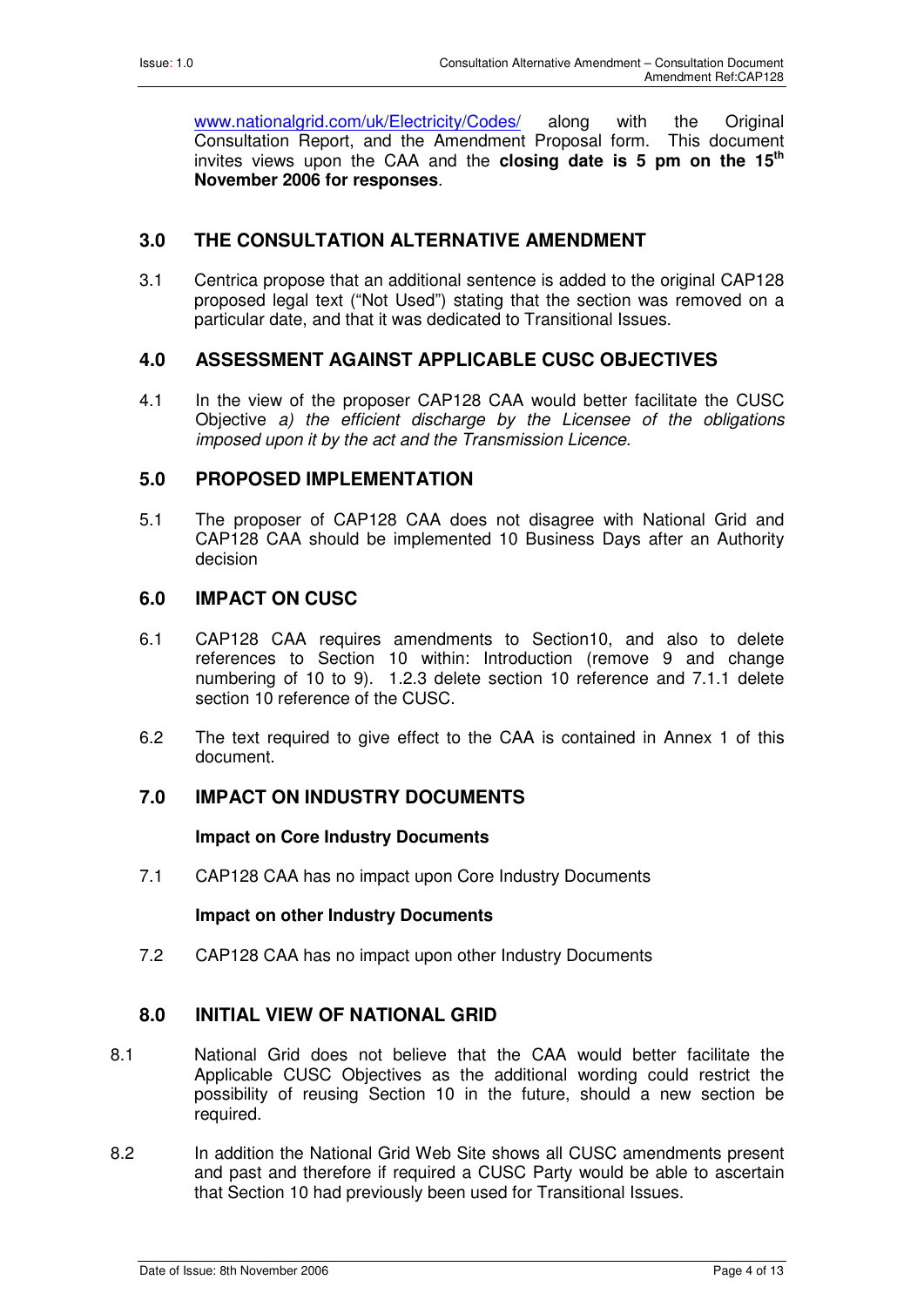www.nationalgrid.com/uk/Electricity/Codes/ along with the Original Consultation Report, and the Amendment Proposal form. This document invites views upon the CAA and the **closing date is 5 pm on the 15th November 2006 for responses**.

## 3.0 THE CONSULTATION ALTERNATIVE AMENDMENT

3.1 Centrica propose that an additional sentence is added to the original CAP128 proposed legal text ("Not Used") stating that the section was removed on a particular date, and that it was dedicated to Transitional Issues.

## 4.0 ASSESSMENT AGAINST APPLICABLE CUSC OBJECTIVES

4.1 In the view of the proposer CAP128 CAA would better facilitate the CUSC Objective *a) the efficient discharge by the Licensee of the obligations imposed upon it by the act and the Transmission Licence.*

## 5.0 PROPOSED IMPLEMENTATION

5.1 The proposer of CAP128 CAA does not disagree with National Grid and CAP128 CAA should be implemented 10 Business Days after an Authority decision

## 6.0 IMPACT ON CUSC

6.1 CAP128 CAA requires amendments to Section10, and also to delete references to Section 10 within: Introduction (remove 9 and change numbering of 10 to 9). 1.2.3 delete section 10 reference and 7.1.1 delete section 10 reference of the CUSC.

6.2 The text required to give effect to the CAA is contained in Annex 1 of this document.

## 7.0 IMPACT ON INDUSTRY DOCUMENTS

**Impact on Core Industry Documents**

7.1 CAP128 CAA has no impact upon Core Industry Documents

**Impact on other Industry Documents**

7.2 CAP128 CAA has no impact upon other Industry Documents

## 8.0 INITIAL VIEW OF NATIONAL GRID

8.1 National Grid does not believe that the CAA would better facilitate the Applicable CUSC Objectives as the additional wording could restrict the possibility of reusing Section 10 in the future, should a new section be required.

8.2 In addition the National Grid Web Site shows all CUSC amendments present and past and therefore if required a CUSC Party would be able to ascertain that Section 10 had previously been used for Transitional Issues.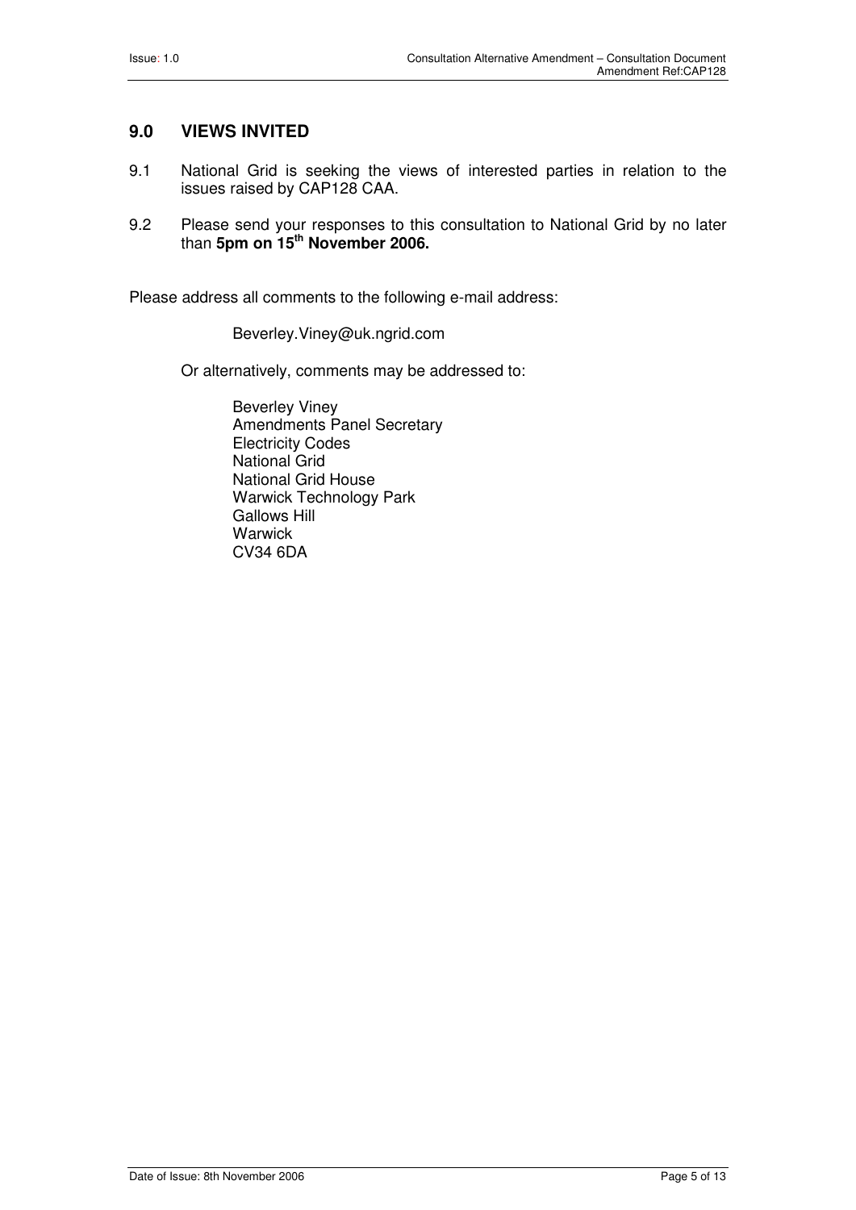## 9.0 VIEWS INVITED

9.1 National Grid is seeking the views of interested parties in relation to the issues raised by CAP128 CAA.

9.2 Please send your responses to this consultation to National Grid by no later than **5pm on 15th November 2006.**

Please address all comments to the following e-mail address:

Beverley.Viney@uk.ngrid.com

Or alternatively, comments may be addressed to:

Beverley Viney
Amendments Panel Secretary
Electricity Codes
National Grid
National Grid House
Warwick Technology Park
Gallows Hill
Warwick
CV34 6DA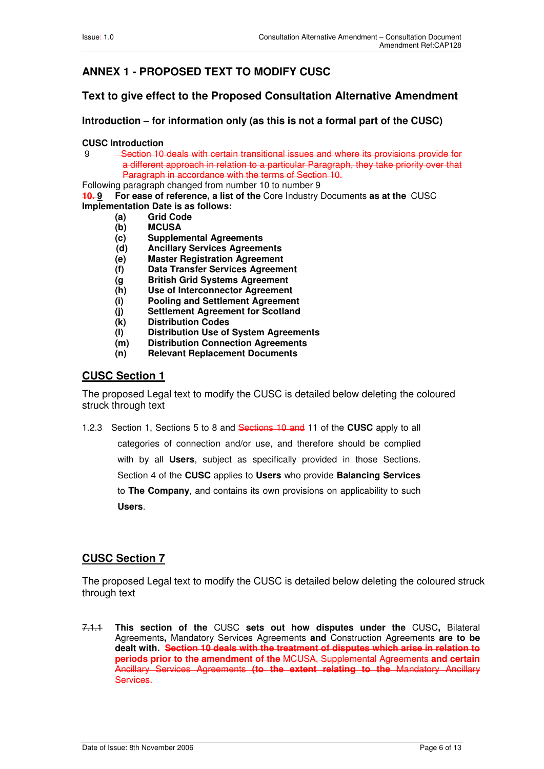## ANNEX 1 - PROPOSED TEXT TO MODIFY CUSC

### Text to give effect to the Proposed Consultation Alternative Amendment

#### Introduction – for information only (as this is not a formal part of the CUSC)

**CUSC Introduction**

9 ~~Section 10 deals with certain transitional issues and where its provisions provide for a different approach in relation to a particular Paragraph, they take priority over that Paragraph in accordance with the terms of Section 10.~~

Following paragraph changed from number 10 to number 9

~~**10.**~~ **9** **For ease of reference, a list of the** Core Industry Documents **as at the** CUSC **Implementation Date is as follows:**

- **(a)** **Grid Code**
- **(b)** **MCUSA**
- **(c)** **Supplemental Agreements**
- **(d)** **Ancillary Services Agreements**
- **(e)** **Master Registration Agreement**
- **(f)** **Data Transfer Services Agreement**
- **(g** **British Grid Systems Agreement**
- **(h)** **Use of Interconnector Agreement**
- **(i)** **Pooling and Settlement Agreement**
- **(j)** **Settlement Agreement for Scotland**
- **(k)** **Distribution Codes**
- **(l)** **Distribution Use of System Agreements**
- **(m)** **Distribution Connection Agreements**
- **(n)** **Relevant Replacement Documents**

## CUSC Section 1

The proposed Legal text to modify the CUSC is detailed below deleting the coloured struck through text

1.2.3 Section 1, Sections 5 to 8 and ~~Sections 10 and~~ 11 of the **CUSC** apply to all categories of connection and/or use, and therefore should be complied with by all **Users**, subject as specifically provided in those Sections. Section 4 of the **CUSC** applies to **Users** who provide **Balancing Services** to **The Company**, and contains its own provisions on applicability to such **Users**.

## CUSC Section 7

The proposed Legal text to modify the CUSC is detailed below deleting the coloured struck through text

~~7.1.1~~ **This section of the** CUSC **sets out how disputes under the** CUSC**,** Bilateral Agreements**,** Mandatory Services Agreements **and** Construction Agreements **are to be dealt with.** ~~**Section 10 deals with the treatment of disputes which arise in relation to periods prior to the amendment of the** MCUSA, Supplemental Agreements **and certain** Ancillary Services Agreements **(to the extent relating to the** Mandatory Ancillary Services.~~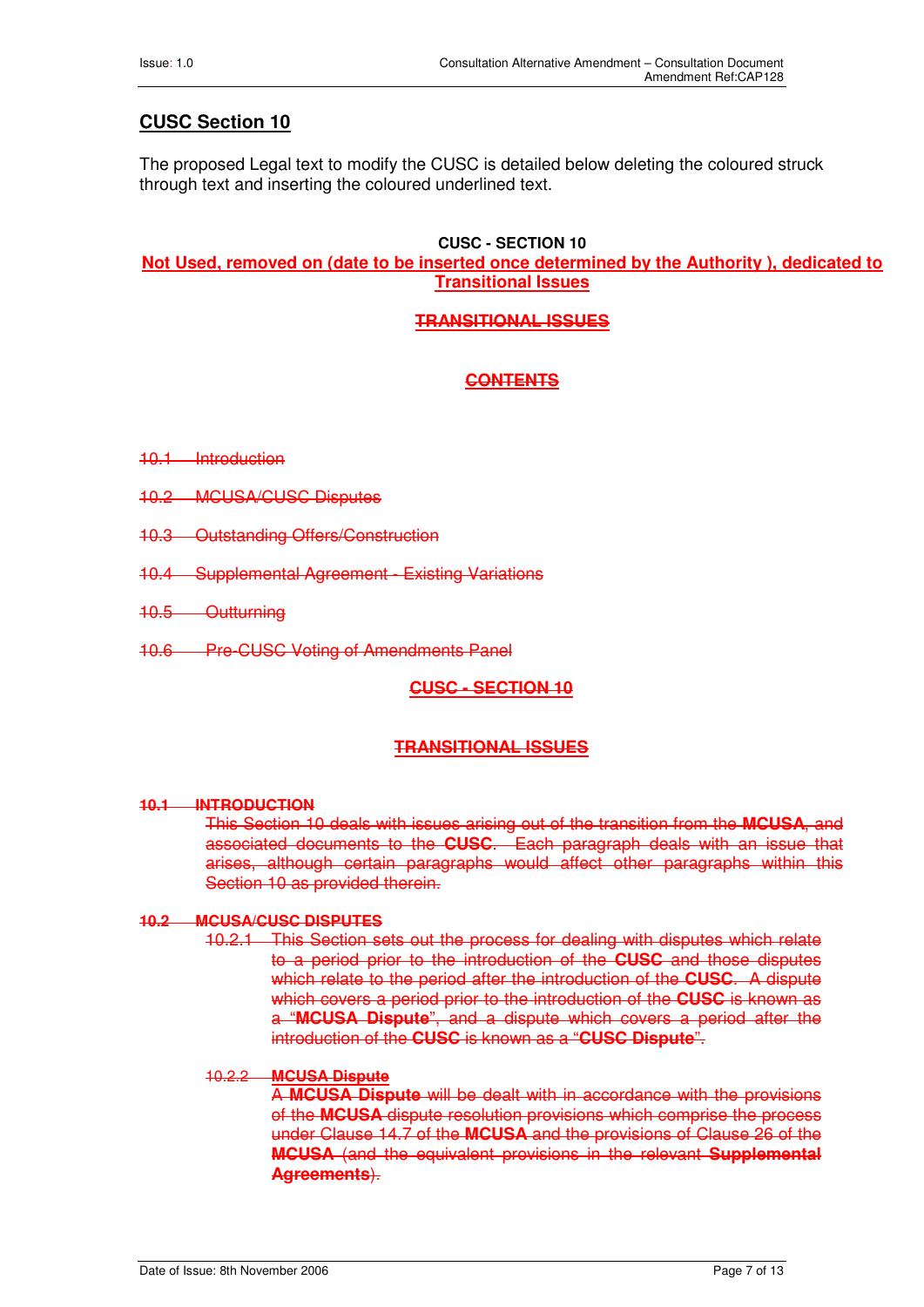## CUSC Section 10

The proposed Legal text to modify the CUSC is detailed below deleting the coloured struck through text and inserting the coloured underlined text.

**CUSC - SECTION 10**

**Not Used, removed on (date to be inserted once determined by the Authority ), dedicated to Transitional Issues**

~~**TRANSITIONAL ISSUES**~~

~~**CONTENTS**~~

~~10.1 Introduction~~

~~10.2 MCUSA/CUSC Disputes~~

~~10.3 Outstanding Offers/Construction~~

~~10.4 Supplemental Agreement - Existing Variations~~

~~10.5 Outturning~~

~~10.6 Pre-CUSC Voting of Amendments Panel~~

~~**CUSC - SECTION 10**~~

~~**TRANSITIONAL ISSUES**~~

~~**10.1 INTRODUCTION**~~

~~This Section 10 deals with issues arising out of the transition from the **MCUSA**, and associated documents to the **CUSC**. Each paragraph deals with an issue that arises, although certain paragraphs would affect other paragraphs within this Section 10 as provided therein.~~

~~**10.2 MCUSA/CUSC DISPUTES**~~

~~10.2.1 This Section sets out the process for dealing with disputes which relate to a period prior to the introduction of the **CUSC** and those disputes which relate to the period after the introduction of the **CUSC**. A dispute which covers a period prior to the introduction of the **CUSC** is known as a "**MCUSA Dispute**", and a dispute which covers a period after the introduction of the **CUSC** is known as a "**CUSC Dispute**".~~

~~10.2.2 **MCUSA Dispute**~~

~~A **MCUSA Dispute** will be dealt with in accordance with the provisions of the **MCUSA** dispute resolution provisions which comprise the process under Clause 14.7 of the **MCUSA** and the provisions of Clause 26 of the **MCUSA** (and the equivalent provisions in the relevant **Supplemental Agreements**).~~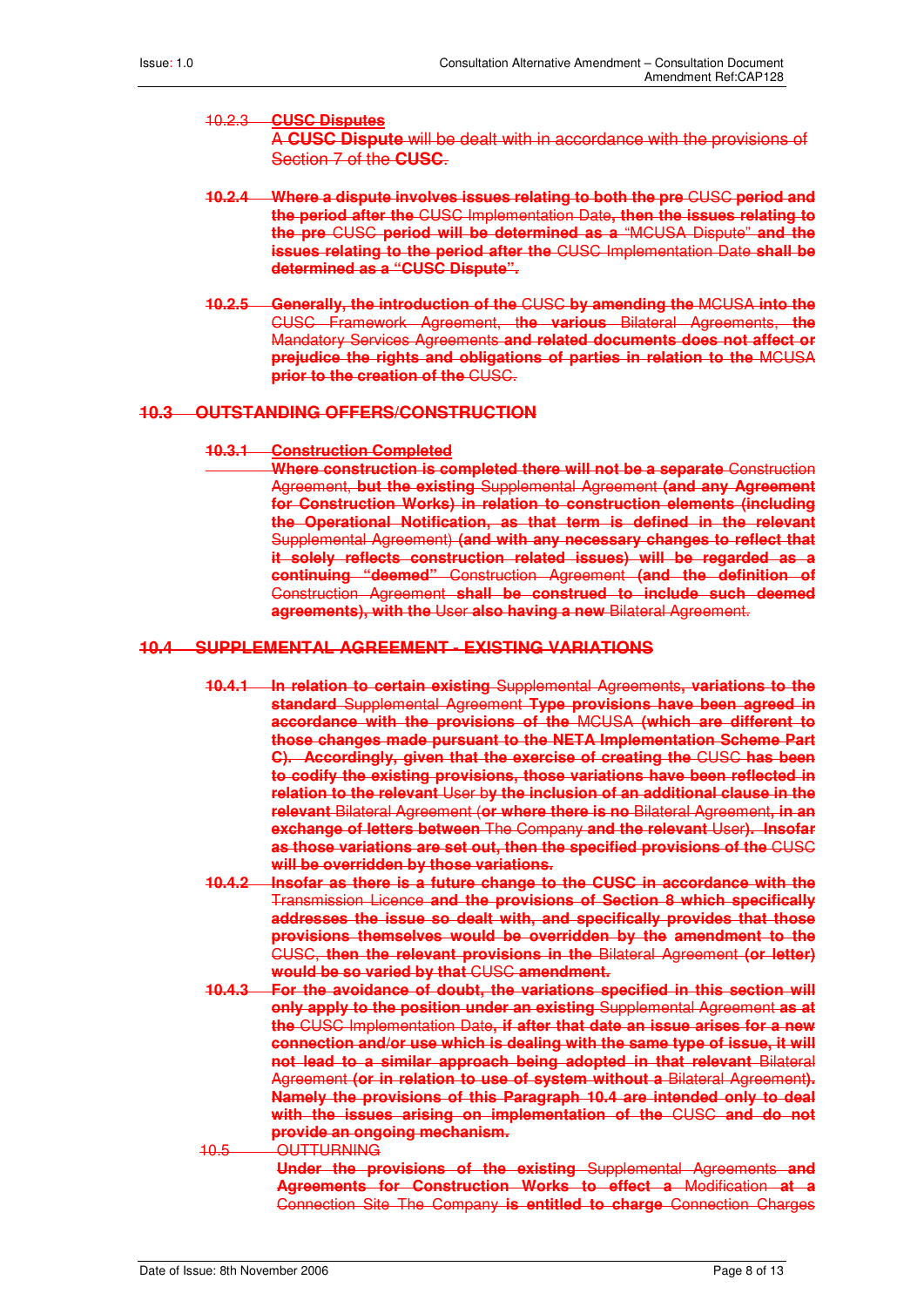10.2.3 **CUSC Disputes**

A **CUSC Dispute** will be dealt with in accordance with the provisions of Section 7 of the **CUSC**.

**10.2.4 Where a dispute involves issues relating to both the pre** CUSC **period and the period after the** CUSC Implementation Date**, then the issues relating to the pre** CUSC **period will be determined as a** "MCUSA Dispute" **and the issues relating to the period after the** CUSC Implementation Date **shall be determined as a "CUSC Dispute".**

**10.2.5 Generally, the introduction of the** CUSC **by amending the** MCUSA **into the** CUSC Framework Agreement, t**he various** Bilateral Agreements, **the** Mandatory Services Agreements **and related documents does not affect or prejudice the rights and obligations of parties in relation to the** MCUSA **prior to the creation of the** CUSC.

## 10.3 OUTSTANDING OFFERS/CONSTRUCTION

**10.3.1 Construction Completed**

**Where construction is completed there will not be a separate** Construction Agreement, **but the existing** Supplemental Agreement **(and any Agreement for Construction Works) in relation to construction elements (including the Operational Notification, as that term is defined in the relevant** Supplemental Agreement) **(and with any necessary changes to reflect that it solely reflects construction related issues) will be regarded as a continuing "deemed"** Construction Agreement **(and the definition of** Construction Agreement **shall be construed to include such deemed agreements), with the** User **also having a new** Bilateral Agreement.

## 10.4 SUPPLEMENTAL AGREEMENT - EXISTING VARIATIONS

**10.4.1 In relation to certain existing** Supplemental Agreements**, variations to the standard** Supplemental Agreement **Type provisions have been agreed in accordance with the provisions of the** MCUSA **(which are different to those changes made pursuant to the NETA Implementation Scheme Part C). Accordingly, given that the exercise of creating the** CUSC **has been to codify the existing provisions, those variations have been reflected in relation to the relevant** User b**y the inclusion of an additional clause in the relevant** Bilateral Agreement (**or where there is no** Bilateral Agreement**, in an exchange of letters between** The Company **and the relevant** User**). Insofar as those variations are set out, then the specified provisions of the** CUSC **will be overridden by those variations.**

**10.4.2 Insofar as there is a future change to the CUSC in accordance with the** Transmission Licence **and the provisions of Section 8 which specifically addresses the issue so dealt with, and specifically provides that those provisions themselves would be overridden by the amendment to the** CUSC, **then the relevant provisions in the** Bilateral Agreement **(or letter) would be so varied by that** CUSC **amendment.**

**10.4.3 For the avoidance of doubt, the variations specified in this section will only apply to the position under an existing** Supplemental Agreement **as at the** CUSC Implementation Date**, if after that date an issue arises for a new connection and/or use which is dealing with the same type of issue, it will not lead to a similar approach being adopted in that relevant** Bilateral Agreement **(or in relation to use of system without a** Bilateral Agreement**). Namely the provisions of this Paragraph 10.4 are intended only to deal with the issues arising on implementation of the** CUSC **and do not provide an ongoing mechanism.**

10.5 OUTTURNING

**Under the provisions of the existing** Supplemental Agreements **and Agreements for Construction Works to effect a** Modification **at a** Connection Site The Company **is entitled to charge** Connection Charges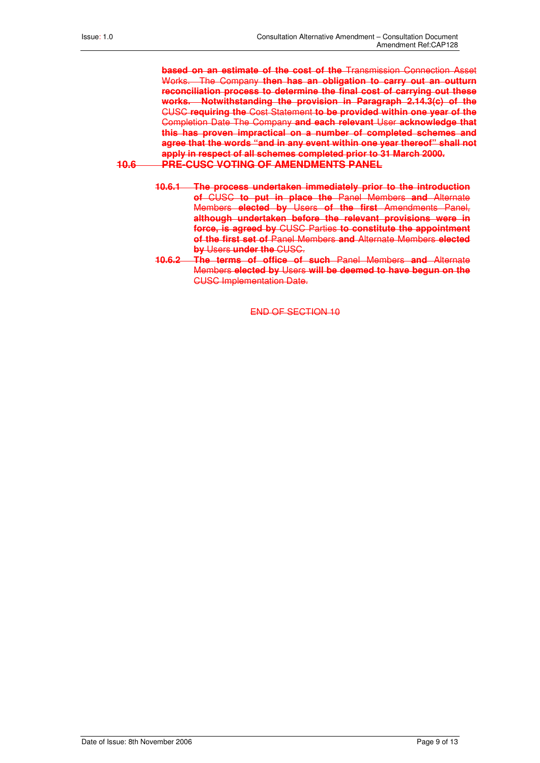~~**based on an estimate of the cost of the** Transmission Connection Asset Works. The Company **then has an obligation to carry out an outturn reconciliation process to determine the final cost of carrying out these works. Notwithstanding the provision in Paragraph 2.14.3(c) of the** CUSC **requiring the** Cost Statement **to be provided within one year of the** Completion Date The Company **and each relevant** User **acknowledge that this has proven impractical on a number of completed schemes and agree that the words "and in any event within one year thereof" shall not apply in respect of all schemes completed prior to 31 March 2000.**~~

## ~~10.6 PRE-CUSC VOTING OF AMENDMENTS PANEL~~

~~**10.6.1 The process undertaken immediately prior to the introduction of** CUSC **to put in place the** Panel Members **and** Alternate Members **elected by** Users **of the first** Amendments Panel, **although undertaken before the relevant provisions were in force, is agreed by** CUSC Parties **to constitute the appointment of the first set of** Panel Members **and** Alternate Members **elected by** Users **under the** CUSC.~~

~~**10.6.2 The terms of office of such** Panel Members **and** Alternate Members **elected by** Users **will be deemed to have begun on the** CUSC Implementation Date.~~

~~END OF SECTION 10~~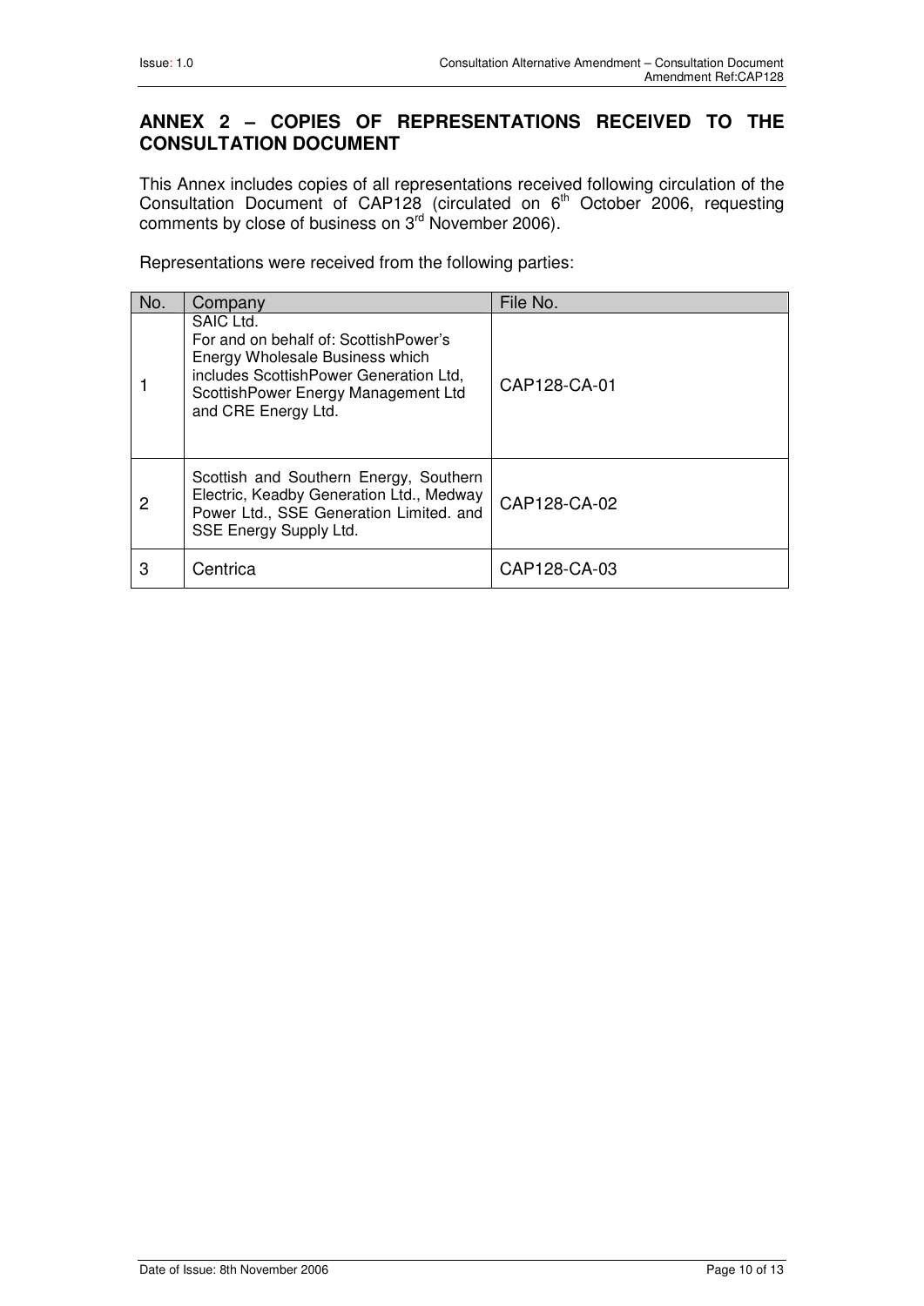## ANNEX 2 – COPIES OF REPRESENTATIONS RECEIVED TO THE CONSULTATION DOCUMENT

This Annex includes copies of all representations received following circulation of the Consultation Document of CAP128 (circulated on 6th October 2006, requesting comments by close of business on 3rd November 2006).

Representations were received from the following parties:

| No. | Company | File No. |
|---|---|---|
| 1 | SAIC Ltd. For and on behalf of: ScottishPower's Energy Wholesale Business which includes ScottishPower Generation Ltd, ScottishPower Energy Management Ltd and CRE Energy Ltd. | CAP128-CA-01 |
| 2 | Scottish and Southern Energy, Southern Electric, Keadby Generation Ltd., Medway Power Ltd., SSE Generation Limited. and SSE Energy Supply Ltd. | CAP128-CA-02 |
| 3 | Centrica | CAP128-CA-03 |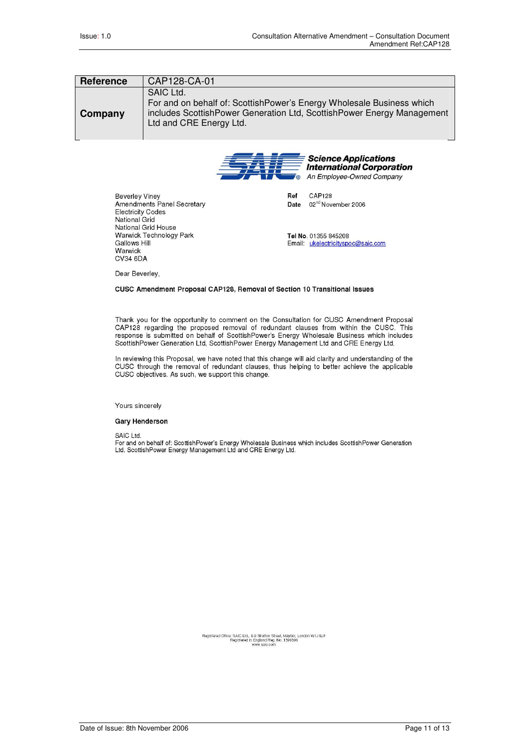| Reference | CAP128-CA-01 |
| --- | --- |
| Company | SAIC Ltd.<br>For and on behalf of: ScottishPower's Energy Wholesale Business which includes ScottishPower Generation Ltd, ScottishPower Energy Management Ltd and CRE Energy Ltd. |

**Science Applications International Corporation**
*An Employee-Owned Company*

Beverley Viney
Amendments Panel Secretary
Electricity Codes
National Grid
National Grid House
Warwick Technology Park
Gallows Hill
Warwick
CV34 6DA

**Ref** CAP128
**Date** 02[nd] November 2006

**Tel No**. 01355 845208
Email: ukelectricityspoc@saic.com

Dear Beverley,

**CUSC Amendment Proposal CAP128, Removal of Section 10 Transitional Issues**

Thank you for the opportunity to comment on the Consultation for CUSC Amendment Proposal CAP128 regarding the proposed removal of redundant clauses from within the CUSC. This response is submitted on behalf of ScottishPower's Energy Wholesale Business which includes ScottishPower Generation Ltd, ScottishPower Energy Management Ltd and CRE Energy Ltd.

In reviewing this Proposal, we have noted that this change will aid clarity and understanding of the CUSC through the removal of redundant clauses, thus helping to better achieve the applicable CUSC objectives. As such, we support this change.

Yours sincerely

**Gary Henderson**

SAIC Ltd.
For and on behalf of: ScottishPower's Energy Wholesale Business which includes ScottishPower Generation Ltd, ScottishPower Energy Management Ltd and CRE Energy Ltd.

Registered Office: SAIC Ltd., 8-9 Stratton Street, Mayfair, London W1J 8LF
Registered in England Reg. No. 1396396
www.saic.com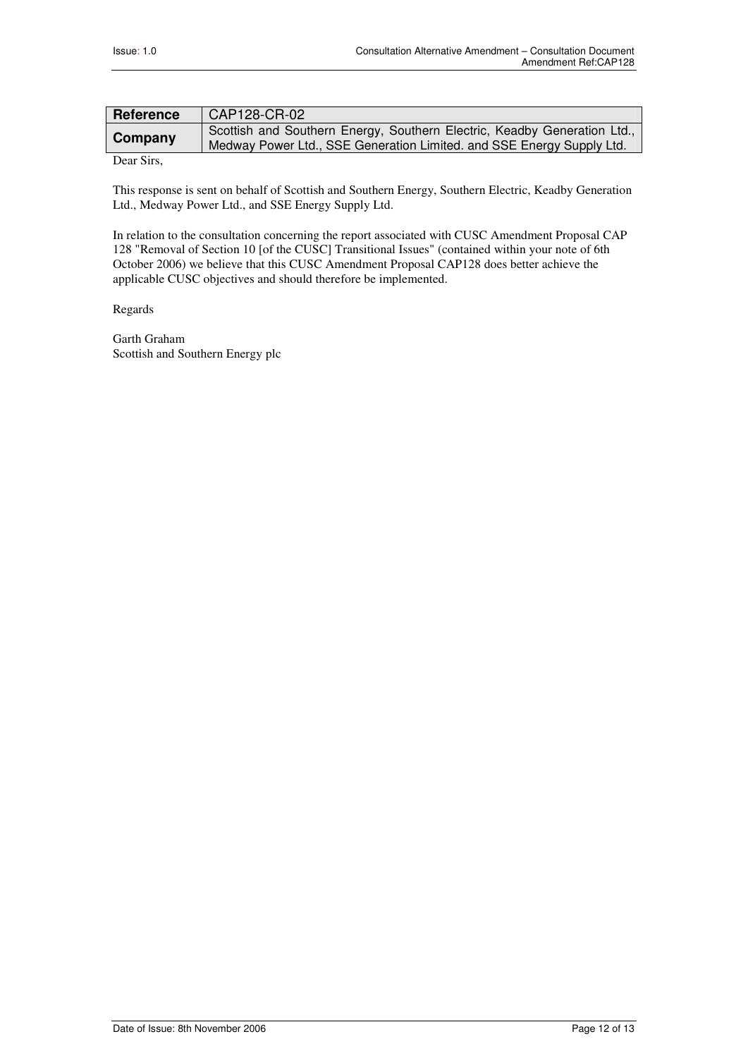| Reference | CAP128-CR-02 |
|---|---|
| Company | Scottish and Southern Energy, Southern Electric, Keadby Generation Ltd., Medway Power Ltd., SSE Generation Limited. and SSE Energy Supply Ltd. |

Dear Sirs,

This response is sent on behalf of Scottish and Southern Energy, Southern Electric, Keadby Generation Ltd., Medway Power Ltd., and SSE Energy Supply Ltd.

In relation to the consultation concerning the report associated with CUSC Amendment Proposal CAP 128 "Removal of Section 10 [of the CUSC] Transitional Issues" (contained within your note of 6th October 2006) we believe that this CUSC Amendment Proposal CAP128 does better achieve the applicable CUSC objectives and should therefore be implemented.

Regards

Garth Graham
Scottish and Southern Energy plc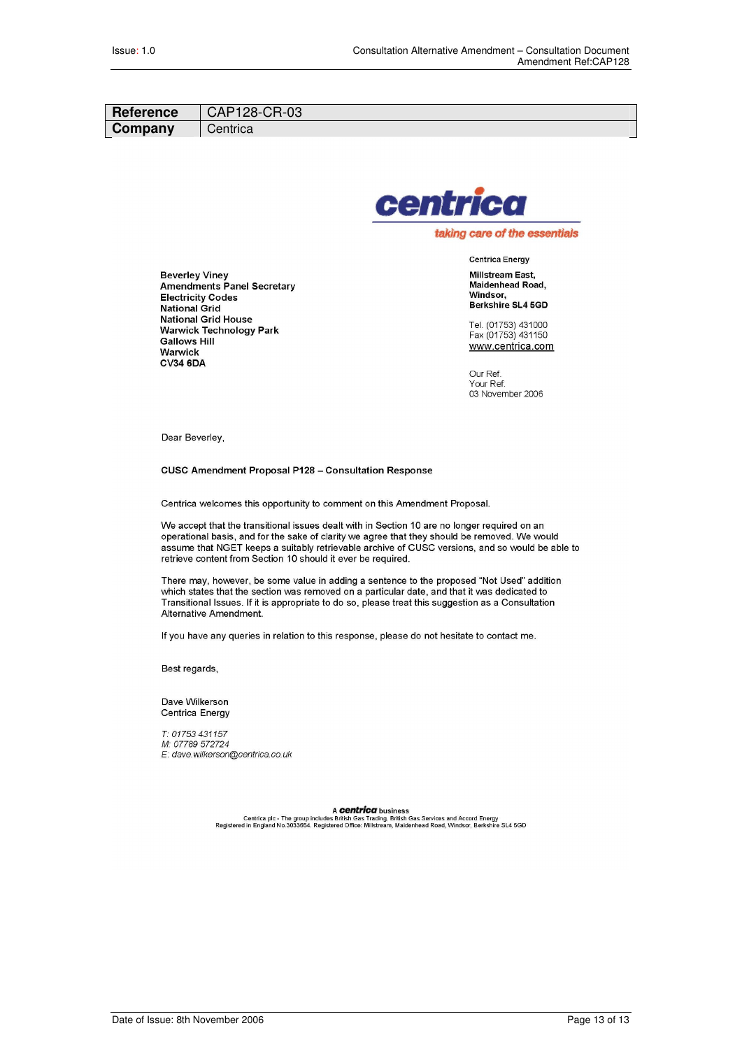| Reference | CAP128-CR-03 |
|---|---|
| Company | Centrica |

centrica
*taking care of the essentials*

**Centrica Energy**

**Millstream East,**
**Maidenhead Road,**
**Windsor,**
**Berkshire SL4 5GD**

Tel. (01753) 431000
Fax (01753) 431150
www.centrica.com

Our Ref.
Your Ref.
03 November 2006

**Beverley Viney**
**Amendments Panel Secretary**
**Electricity Codes**
**National Grid**
**National Grid House**
**Warwick Technology Park**
**Gallows Hill**
**Warwick**
**CV34 6DA**

Dear Beverley,

**CUSC Amendment Proposal P128 – Consultation Response**

Centrica welcomes this opportunity to comment on this Amendment Proposal.

We accept that the transitional issues dealt with in Section 10 are no longer required on an operational basis, and for the sake of clarity we agree that they should be removed. We would assume that NGET keeps a suitably retrievable archive of CUSC versions, and so would be able to retrieve content from Section 10 should it ever be required.

There may, however, be some value in adding a sentence to the proposed "Not Used" addition which states that the section was removed on a particular date, and that it was dedicated to Transitional Issues. If it is appropriate to do so, please treat this suggestion as a Consultation Alternative Amendment.

If you have any queries in relation to this response, please do not hesitate to contact me.

Best regards,

Dave Wilkerson
Centrica Energy

*T: 01753 431157*
*M: 07789 572724*
*E: dave.wilkerson@centrica.co.uk*

A **centrica** business
Centrica plc - The group includes British Gas Trading, British Gas Services and Accord Energy
Registered in England No.3033654. Registered Office: Millstream, Maidenhead Road, Windsor, Berkshire SL4 5GD